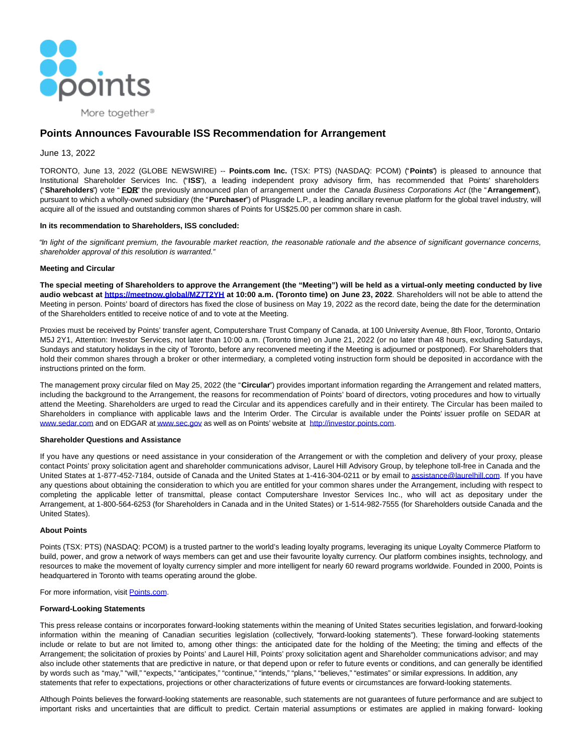# Points Announces Favourable ISS Recommendation for Arrangement

June 13, 2022

TORONTO, June 13, 2022 (GLOBE NEWSWIRE) -- **Points.com Inc.** (TSX: PTS) (NASDAQ: PCOM) ("**Points**") is pleased to announce that Institutional Shareholder Services Inc. ("**ISS**"), a leading independent proxy advisory firm, has recommended that Points' shareholders ("**Shareholders**") vote "**FOR**" the previously announced plan of arrangement under the *Canada Business Corporations Act* (the "**Arrangement**"), pursuant to which a wholly-owned subsidiary (the "**Purchaser**") of Plusgrade L.P., a leading ancillary revenue platform for the global travel industry, will acquire all of the issued and outstanding common shares of Points for US$25.00 per common share in cash.

**In its recommendation to Shareholders, ISS concluded:**

*"In light of the significant premium, the favourable market reaction, the reasonable rationale and the absence of significant governance concerns, shareholder approval of this resolution is warranted."*

**Meeting and Circular**

**The special meeting of Shareholders to approve the Arrangement (the "Meeting") will be held as a virtual-only meeting conducted by live audio webcast at https://meetnow.global/MZ7T2YH at 10:00 a.m. (Toronto time) on June 23, 2022**. Shareholders will not be able to attend the Meeting in person. Points' board of directors has fixed the close of business on May 19, 2022 as the record date, being the date for the determination of the Shareholders entitled to receive notice of and to vote at the Meeting.

Proxies must be received by Points' transfer agent, Computershare Trust Company of Canada, at 100 University Avenue, 8th Floor, Toronto, Ontario M5J 2Y1, Attention: Investor Services, not later than 10:00 a.m. (Toronto time) on June 21, 2022 (or no later than 48 hours, excluding Saturdays, Sundays and statutory holidays in the city of Toronto, before any reconvened meeting if the Meeting is adjourned or postponed). For Shareholders that hold their common shares through a broker or other intermediary, a completed voting instruction form should be deposited in accordance with the instructions printed on the form.

The management proxy circular filed on May 25, 2022 (the "**Circular**") provides important information regarding the Arrangement and related matters, including the background to the Arrangement, the reasons for recommendation of Points' board of directors, voting procedures and how to virtually attend the Meeting. Shareholders are urged to read the Circular and its appendices carefully and in their entirety. The Circular has been mailed to Shareholders in compliance with applicable laws and the Interim Order. The Circular is available under the Points' issuer profile on SEDAR at www.sedar.com and on EDGAR at www.sec.gov as well as on Points' website at http://investor.points.com.

**Shareholder Questions and Assistance**

If you have any questions or need assistance in your consideration of the Arrangement or with the completion and delivery of your proxy, please contact Points' proxy solicitation agent and shareholder communications advisor, Laurel Hill Advisory Group, by telephone toll-free in Canada and the United States at 1-877-452-7184, outside of Canada and the United States at 1-416-304-0211 or by email to assistance@laurelhill.com. If you have any questions about obtaining the consideration to which you are entitled for your common shares under the Arrangement, including with respect to completing the applicable letter of transmittal, please contact Computershare Investor Services Inc., who will act as depositary under the Arrangement, at 1-800-564-6253 (for Shareholders in Canada and in the United States) or 1-514-982-7555 (for Shareholders outside Canada and the United States).

**About Points**

Points (TSX: PTS) (NASDAQ: PCOM) is a trusted partner to the world's leading loyalty programs, leveraging its unique Loyalty Commerce Platform to build, power, and grow a network of ways members can get and use their favourite loyalty currency. Our platform combines insights, technology, and resources to make the movement of loyalty currency simpler and more intelligent for nearly 60 reward programs worldwide. Founded in 2000, Points is headquartered in Toronto with teams operating around the globe.

For more information, visit Points.com.

**Forward-Looking Statements**

This press release contains or incorporates forward-looking statements within the meaning of United States securities legislation, and forward-looking information within the meaning of Canadian securities legislation (collectively, "forward-looking statements"). These forward-looking statements include or relate to but are not limited to, among other things: the anticipated date for the holding of the Meeting; the timing and effects of the Arrangement; the solicitation of proxies by Points' and Laurel Hill, Points' proxy solicitation agent and Shareholder communications advisor; and may also include other statements that are predictive in nature, or that depend upon or refer to future events or conditions, and can generally be identified by words such as "may," "will," "expects," "anticipates," "continue," "intends," "plans," "believes," "estimates" or similar expressions. In addition, any statements that refer to expectations, projections or other characterizations of future events or circumstances are forward-looking statements.

Although Points believes the forward-looking statements are reasonable, such statements are not guarantees of future performance and are subject to important risks and uncertainties that are difficult to predict. Certain material assumptions or estimates are applied in making forward- looking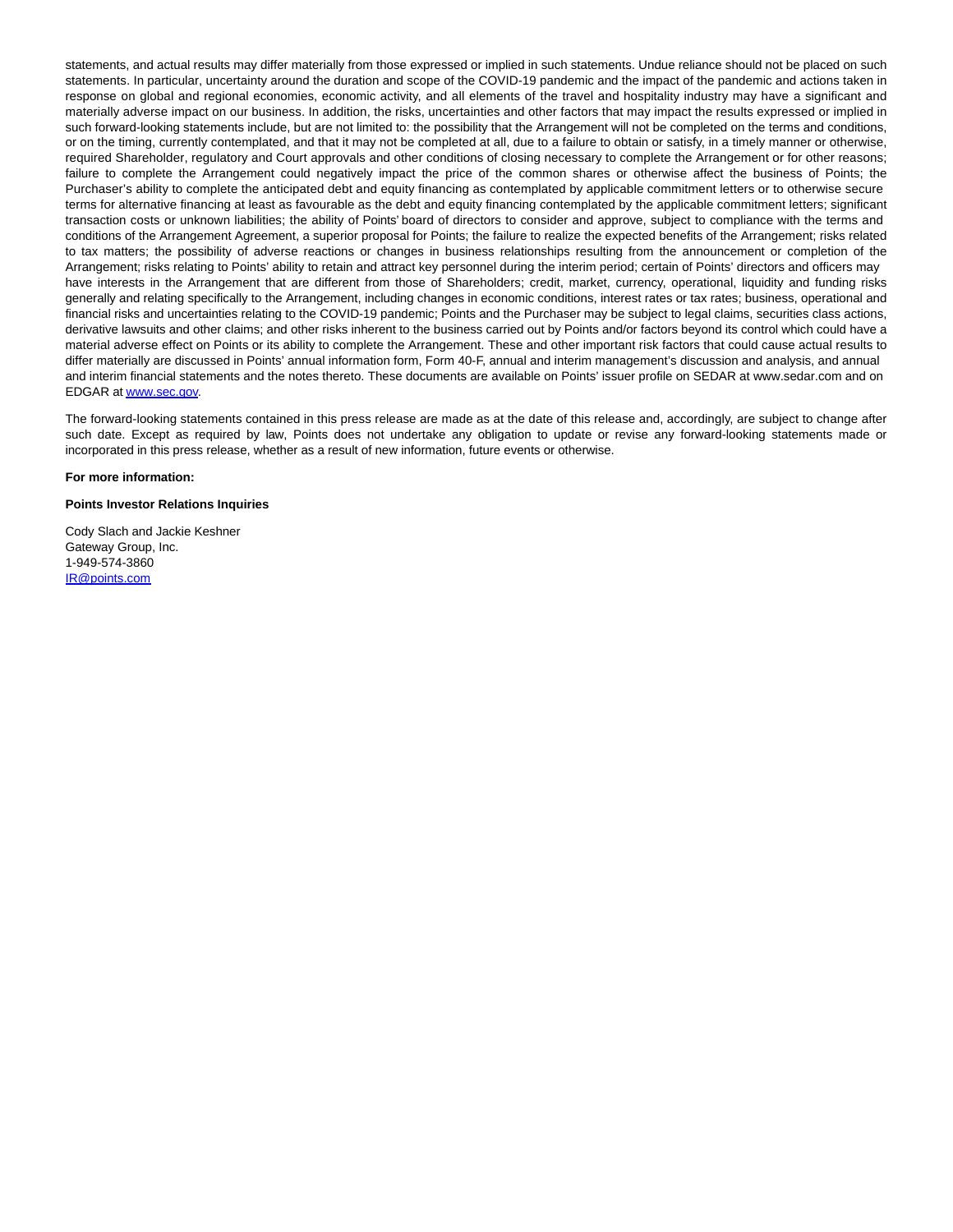statements, and actual results may differ materially from those expressed or implied in such statements. Undue reliance should not be placed on such statements. In particular, uncertainty around the duration and scope of the COVID-19 pandemic and the impact of the pandemic and actions taken in response on global and regional economies, economic activity, and all elements of the travel and hospitality industry may have a significant and materially adverse impact on our business. In addition, the risks, uncertainties and other factors that may impact the results expressed or implied in such forward-looking statements include, but are not limited to: the possibility that the Arrangement will not be completed on the terms and conditions, or on the timing, currently contemplated, and that it may not be completed at all, due to a failure to obtain or satisfy, in a timely manner or otherwise, required Shareholder, regulatory and Court approvals and other conditions of closing necessary to complete the Arrangement or for other reasons; failure to complete the Arrangement could negatively impact the price of the common shares or otherwise affect the business of Points; the Purchaser's ability to complete the anticipated debt and equity financing as contemplated by applicable commitment letters or to otherwise secure terms for alternative financing at least as favourable as the debt and equity financing contemplated by the applicable commitment letters; significant transaction costs or unknown liabilities; the ability of Points' board of directors to consider and approve, subject to compliance with the terms and conditions of the Arrangement Agreement, a superior proposal for Points; the failure to realize the expected benefits of the Arrangement; risks related to tax matters; the possibility of adverse reactions or changes in business relationships resulting from the announcement or completion of the Arrangement; risks relating to Points' ability to retain and attract key personnel during the interim period; certain of Points' directors and officers may have interests in the Arrangement that are different from those of Shareholders; credit, market, currency, operational, liquidity and funding risks generally and relating specifically to the Arrangement, including changes in economic conditions, interest rates or tax rates; business, operational and financial risks and uncertainties relating to the COVID-19 pandemic; Points and the Purchaser may be subject to legal claims, securities class actions, derivative lawsuits and other claims; and other risks inherent to the business carried out by Points and/or factors beyond its control which could have a material adverse effect on Points or its ability to complete the Arrangement. These and other important risk factors that could cause actual results to differ materially are discussed in Points' annual information form, Form 40-F, annual and interim management's discussion and analysis, and annual and interim financial statements and the notes thereto. These documents are available on Points' issuer profile on SEDAR at www.sedar.com and on EDGAR at www.sec.gov.

The forward-looking statements contained in this press release are made as at the date of this release and, accordingly, are subject to change after such date. Except as required by law, Points does not undertake any obligation to update or revise any forward-looking statements made or incorporated in this press release, whether as a result of new information, future events or otherwise.

**For more information:**

**Points Investor Relations Inquiries**

Cody Slach and Jackie Keshner
Gateway Group, Inc.
1-949-574-3860
IR@points.com